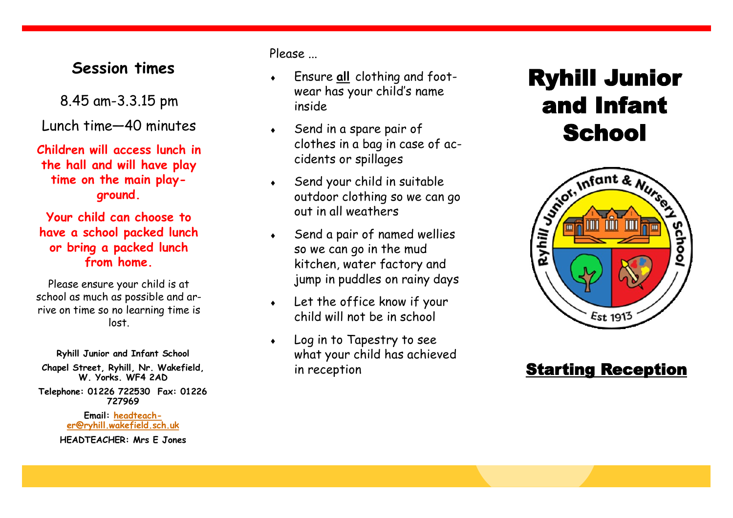## Session times

8.45 am-3.3.15 pm

Lunch time—40 minutes

**Children will access lunch in the hall and will have play time on the main play-ground.**

**Your child can choose to have a school packed lunch or bring a packed lunch from home.**

Please ensure your child is at school as much as possible and arrive on time so no learning time is lost.

**Ryhill Junior and Infant School**

**Chapel Street, Ryhill, Nr. Wakefield, W. Yorks. WF4 2AD**

**Telephone: 01226 722530 Fax: 01226 727969**

**Email: headteacher@ryhill.wakefield.sch.uk**

**HEADTEACHER: Mrs E Jones**

Please ...

- Ensure **all** clothing and footwear has your child's name inside
- Send in a spare pair of clothes in a bag in case of accidents or spillages
- Send your child in suitable outdoor clothing so we can go out in all weathers
- Send a pair of named wellies so we can go in the mud kitchen, water factory and jump in puddles on rainy days
- Let the office know if your child will not be in school
- Log in to Tapestry to see what your child has achieved in reception

# Ryhill Junior and Infant School

Ryhill Junior, Infant & Nursery School
Est 1913

## Starting Reception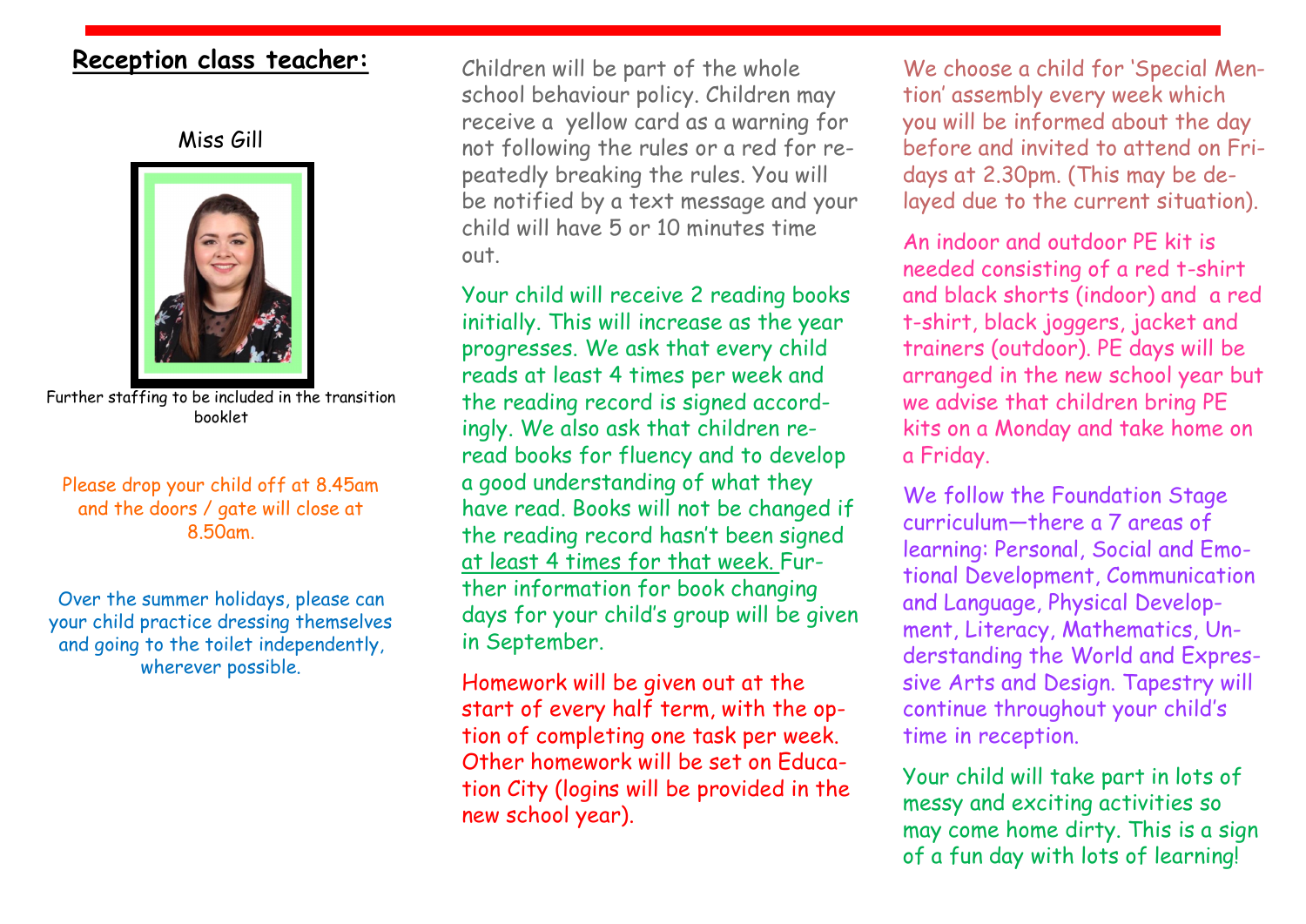## Reception class teacher:

Miss Gill

Further staffing to be included in the transition booklet

Please drop your child off at 8.45am and the doors / gate will close at 8.50am.

Over the summer holidays, please can your child practice dressing themselves and going to the toilet independently, wherever possible.

Children will be part of the whole school behaviour policy. Children may receive a yellow card as a warning for not following the rules or a red for repeatedly breaking the rules. You will be notified by a text message and your child will have 5 or 10 minutes time out.

Your child will receive 2 reading books initially. This will increase as the year progresses. We ask that every child reads at least 4 times per week and the reading record is signed accordingly. We also ask that children re-read books for fluency and to develop a good understanding of what they have read. Books will not be changed if the reading record hasn't been signed <u>at least 4 times for that week.</u> Further information for book changing days for your child's group will be given in September.

Homework will be given out at the start of every half term, with the option of completing one task per week. Other homework will be set on Education City (logins will be provided in the new school year).

We choose a child for 'Special Mention' assembly every week which you will be informed about the day before and invited to attend on Fridays at 2.30pm. (This may be delayed due to the current situation).

An indoor and outdoor PE kit is needed consisting of a red t-shirt and black shorts (indoor) and a red t-shirt, black joggers, jacket and trainers (outdoor). PE days will be arranged in the new school year but we advise that children bring PE kits on a Monday and take home on a Friday.

We follow the Foundation Stage curriculum—there a 7 areas of learning: Personal, Social and Emotional Development, Communication and Language, Physical Development, Literacy, Mathematics, Understanding the World and Expressive Arts and Design. Tapestry will continue throughout your child's time in reception.

Your child will take part in lots of messy and exciting activities so may come home dirty. This is a sign of a fun day with lots of learning!